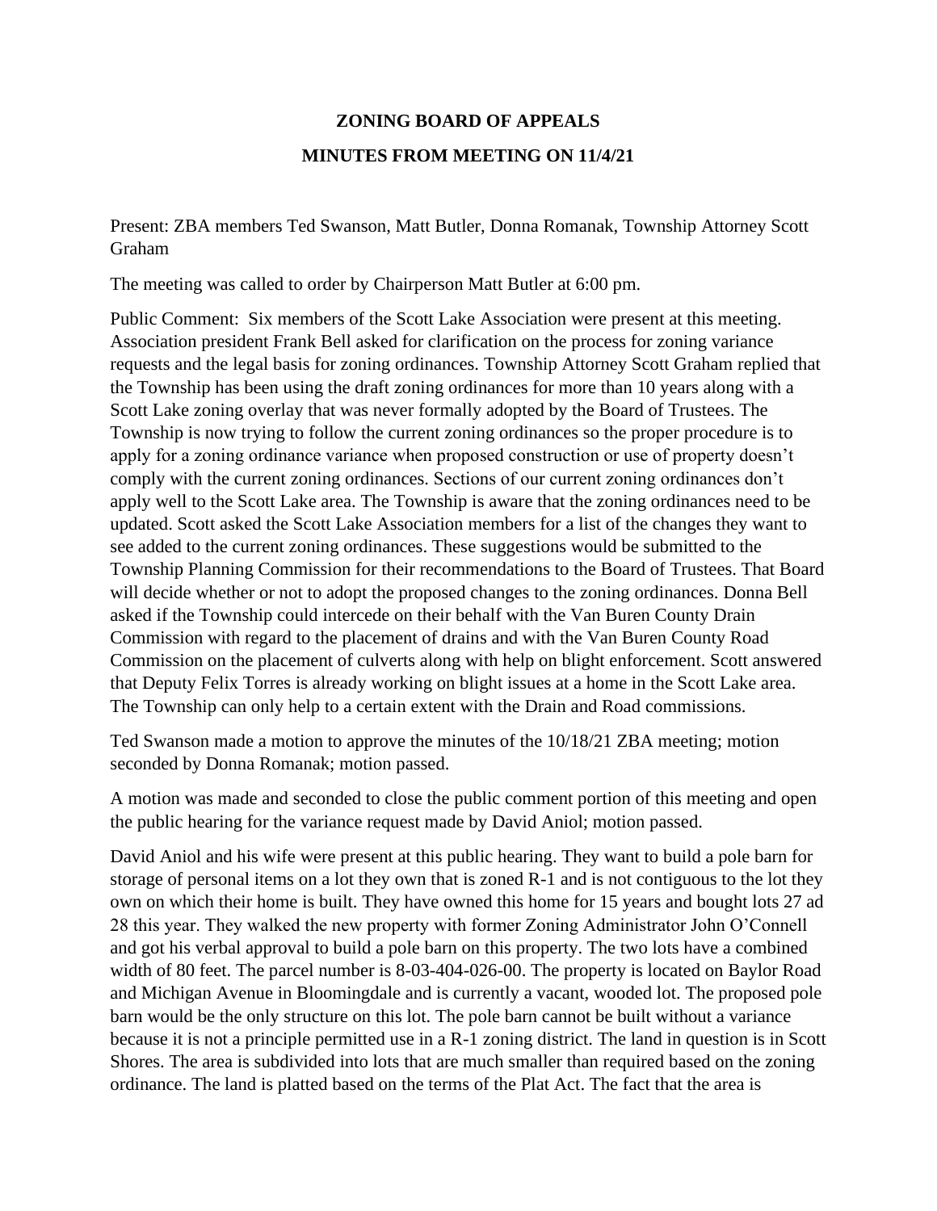**ZONING BOARD OF APPEALS**

**MINUTES FROM MEETING ON 11/4/21**

Present: ZBA members Ted Swanson, Matt Butler, Donna Romanak, Township Attorney Scott Graham

The meeting was called to order by Chairperson Matt Butler at 6:00 pm.

Public Comment: Six members of the Scott Lake Association were present at this meeting. Association president Frank Bell asked for clarification on the process for zoning variance requests and the legal basis for zoning ordinances. Township Attorney Scott Graham replied that the Township has been using the draft zoning ordinances for more than 10 years along with a Scott Lake zoning overlay that was never formally adopted by the Board of Trustees. The Township is now trying to follow the current zoning ordinances so the proper procedure is to apply for a zoning ordinance variance when proposed construction or use of property doesn't comply with the current zoning ordinances. Sections of our current zoning ordinances don't apply well to the Scott Lake area. The Township is aware that the zoning ordinances need to be updated. Scott asked the Scott Lake Association members for a list of the changes they want to see added to the current zoning ordinances. These suggestions would be submitted to the Township Planning Commission for their recommendations to the Board of Trustees. That Board will decide whether or not to adopt the proposed changes to the zoning ordinances. Donna Bell asked if the Township could intercede on their behalf with the Van Buren County Drain Commission with regard to the placement of drains and with the Van Buren County Road Commission on the placement of culverts along with help on blight enforcement. Scott answered that Deputy Felix Torres is already working on blight issues at a home in the Scott Lake area. The Township can only help to a certain extent with the Drain and Road commissions.

Ted Swanson made a motion to approve the minutes of the 10/18/21 ZBA meeting; motion seconded by Donna Romanak; motion passed.

A motion was made and seconded to close the public comment portion of this meeting and open the public hearing for the variance request made by David Aniol; motion passed.

David Aniol and his wife were present at this public hearing. They want to build a pole barn for storage of personal items on a lot they own that is zoned R-1 and is not contiguous to the lot they own on which their home is built. They have owned this home for 15 years and bought lots 27 ad 28 this year. They walked the new property with former Zoning Administrator John O'Connell and got his verbal approval to build a pole barn on this property. The two lots have a combined width of 80 feet. The parcel number is 8-03-404-026-00. The property is located on Baylor Road and Michigan Avenue in Bloomingdale and is currently a vacant, wooded lot. The proposed pole barn would be the only structure on this lot. The pole barn cannot be built without a variance because it is not a principle permitted use in a R-1 zoning district. The land in question is in Scott Shores. The area is subdivided into lots that are much smaller than required based on the zoning ordinance. The land is platted based on the terms of the Plat Act. The fact that the area is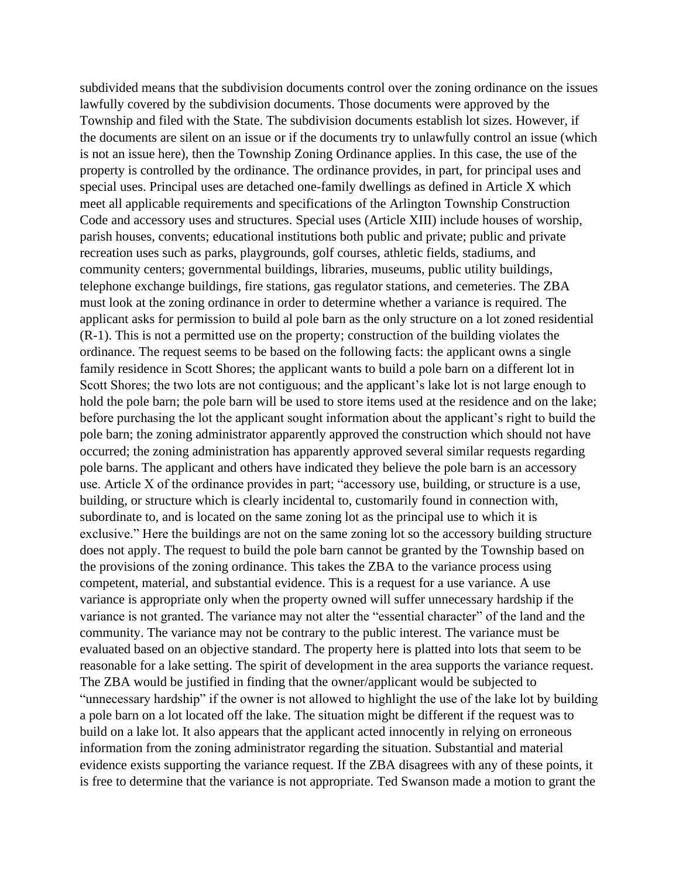subdivided means that the subdivision documents control over the zoning ordinance on the issues lawfully covered by the subdivision documents. Those documents were approved by the Township and filed with the State. The subdivision documents establish lot sizes. However, if the documents are silent on an issue or if the documents try to unlawfully control an issue (which is not an issue here), then the Township Zoning Ordinance applies. In this case, the use of the property is controlled by the ordinance. The ordinance provides, in part, for principal uses and special uses. Principal uses are detached one-family dwellings as defined in Article X which meet all applicable requirements and specifications of the Arlington Township Construction Code and accessory uses and structures. Special uses (Article XIII) include houses of worship, parish houses, convents; educational institutions both public and private; public and private recreation uses such as parks, playgrounds, golf courses, athletic fields, stadiums, and community centers; governmental buildings, libraries, museums, public utility buildings, telephone exchange buildings, fire stations, gas regulator stations, and cemeteries. The ZBA must look at the zoning ordinance in order to determine whether a variance is required. The applicant asks for permission to build al pole barn as the only structure on a lot zoned residential (R-1). This is not a permitted use on the property; construction of the building violates the ordinance. The request seems to be based on the following facts: the applicant owns a single family residence in Scott Shores; the applicant wants to build a pole barn on a different lot in Scott Shores; the two lots are not contiguous; and the applicant's lake lot is not large enough to hold the pole barn; the pole barn will be used to store items used at the residence and on the lake; before purchasing the lot the applicant sought information about the applicant's right to build the pole barn; the zoning administrator apparently approved the construction which should not have occurred; the zoning administration has apparently approved several similar requests regarding pole barns. The applicant and others have indicated they believe the pole barn is an accessory use. Article X of the ordinance provides in part; "accessory use, building, or structure is a use, building, or structure which is clearly incidental to, customarily found in connection with, subordinate to, and is located on the same zoning lot as the principal use to which it is exclusive." Here the buildings are not on the same zoning lot so the accessory building structure does not apply. The request to build the pole barn cannot be granted by the Township based on the provisions of the zoning ordinance. This takes the ZBA to the variance process using competent, material, and substantial evidence. This is a request for a use variance. A use variance is appropriate only when the property owned will suffer unnecessary hardship if the variance is not granted. The variance may not alter the "essential character" of the land and the community. The variance may not be contrary to the public interest. The variance must be evaluated based on an objective standard. The property here is platted into lots that seem to be reasonable for a lake setting. The spirit of development in the area supports the variance request. The ZBA would be justified in finding that the owner/applicant would be subjected to "unnecessary hardship" if the owner is not allowed to highlight the use of the lake lot by building a pole barn on a lot located off the lake. The situation might be different if the request was to build on a lake lot. It also appears that the applicant acted innocently in relying on erroneous information from the zoning administrator regarding the situation. Substantial and material evidence exists supporting the variance request. If the ZBA disagrees with any of these points, it is free to determine that the variance is not appropriate. Ted Swanson made a motion to grant the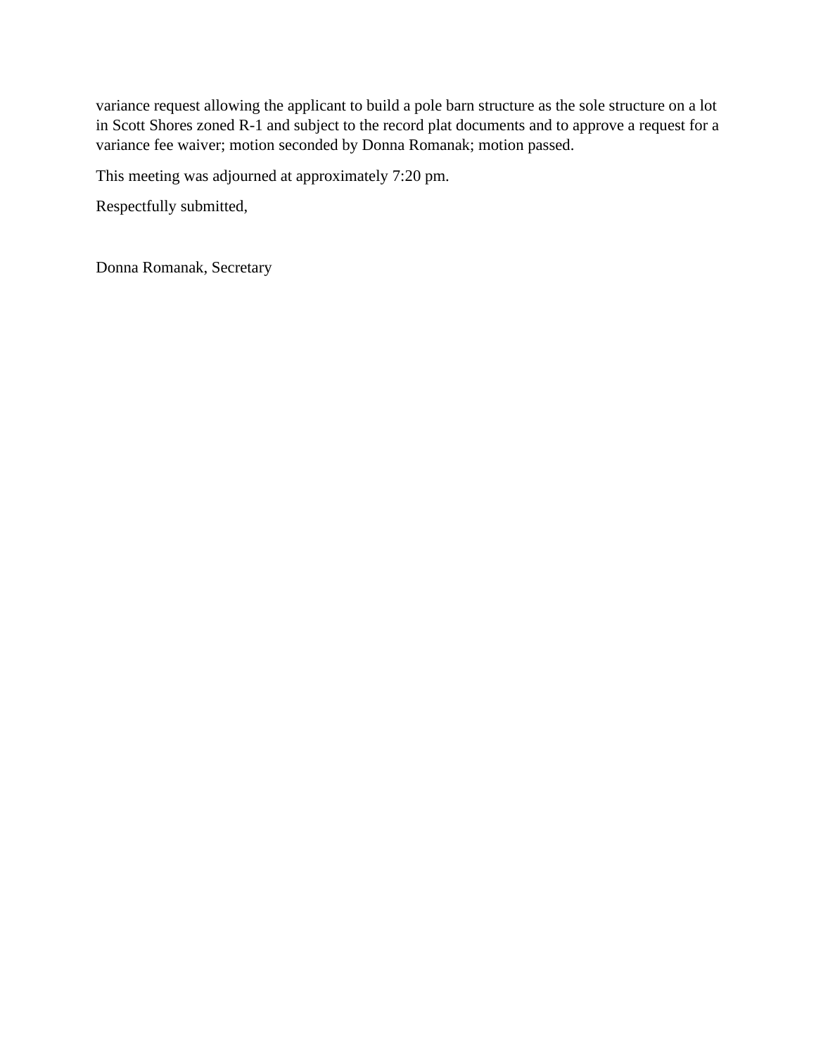variance request allowing the applicant to build a pole barn structure as the sole structure on a lot in Scott Shores zoned R-1 and subject to the record plat documents and to approve a request for a variance fee waiver; motion seconded by Donna Romanak; motion passed.

This meeting was adjourned at approximately 7:20 pm.

Respectfully submitted,

Donna Romanak, Secretary